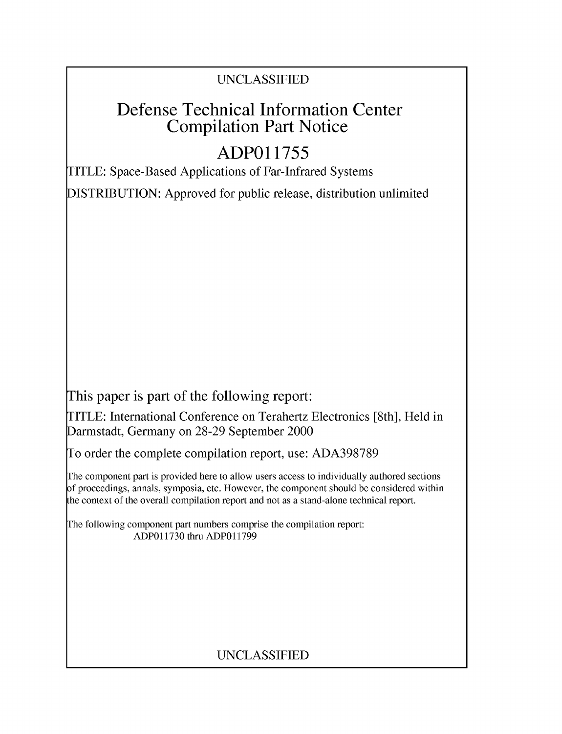UNCLASSIFIED

# Defense Technical Information Center Compilation Part Notice

# ADP011755

TITLE: Space-Based Applications of Far-Infrared Systems

DISTRIBUTION: Approved for public release, distribution unlimited

This paper is part of the following report:

TITLE: International Conference on Terahertz Electronics [8th], Held in Darmstadt, Germany on 28-29 September 2000

To order the complete compilation report, use: ADA398789

The component part is provided here to allow users access to individually authored sections of proceedings, annals, symposia, etc. However, the component should be considered within the context of the overall compilation report and not as a stand-alone technical report.

The following component part numbers comprise the compilation report:
ADP011730 thru ADP011799

UNCLASSIFIED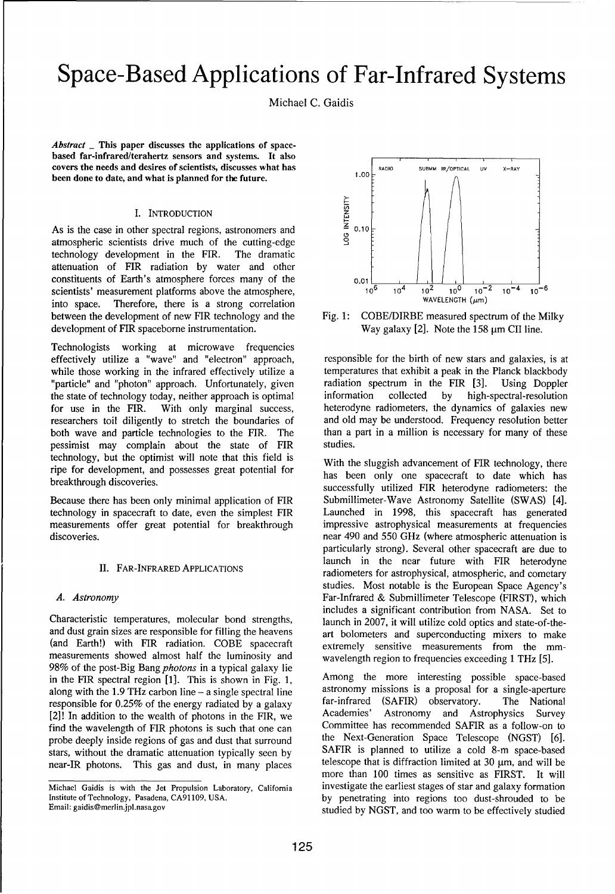# Space-Based Applications of Far-Infrared Systems

Michael C. Gaidis

***Abstract* _ This paper discusses the applications of space-based far-infrared/terahertz sensors and systems. It also covers the needs and desires of scientists, discusses what has been done to date, and what is planned for the future.**

## I. Introduction

As is the case in other spectral regions, astronomers and atmospheric scientists drive much of the cutting-edge technology development in the FIR. The dramatic attenuation of FIR radiation by water and other constituents of Earth's atmosphere forces many of the scientists' measurement platforms above the atmosphere, into space. Therefore, there is a strong correlation between the development of new FIR technology and the development of FIR spaceborne instrumentation.

Technologists working at microwave frequencies effectively utilize a "wave" and "electron" approach, while those working in the infrared effectively utilize a "particle" and "photon" approach. Unfortunately, given the state of technology today, neither approach is optimal for use in the FIR. With only marginal success, researchers toil diligently to stretch the boundaries of both wave and particle technologies to the FIR. The pessimist may complain about the state of FIR technology, but the optimist will note that this field is ripe for development, and possesses great potential for breakthrough discoveries.

Because there has been only minimal application of FIR technology in spacecraft to date, even the simplest FIR measurements offer great potential for breakthrough discoveries.

## II. Far-Infrared Applications

### *A. Astronomy*

Characteristic temperatures, molecular bond strengths, and dust grain sizes are responsible for filling the heavens (and Earth!) with FIR radiation. COBE spacecraft measurements showed almost half the luminosity and 98% of the post-Big Bang *photons* in a typical galaxy lie in the FIR spectral region [1]. This is shown in Fig. 1, along with the 1.9 THz carbon line – a single spectral line responsible for 0.25% of the energy radiated by a galaxy [2]! In addition to the wealth of photons in the FIR, we find the wavelength of FIR photons is such that one can probe deeply inside regions of gas and dust that surround stars, without the dramatic attenuation typically seen by near-IR photons. This gas and dust, in many places responsible for the birth of new stars and galaxies, is at temperatures that exhibit a peak in the Planck blackbody radiation spectrum in the FIR [3]. Using Doppler information collected by high-spectral-resolution heterodyne radiometers, the dynamics of galaxies new and old may be understood. Frequency resolution better than a part in a million is necessary for many of these studies.

Fig. 1: COBE/DIRBE measured spectrum of the Milky Way galaxy [2]. Note the 158 μm CII line.

With the sluggish advancement of FIR technology, there has been only one spacecraft to date which has successfully utilized FIR heterodyne radiometers: the Submillimeter-Wave Astronomy Satellite (SWAS) [4]. Launched in 1998, this spacecraft has generated impressive astrophysical measurements at frequencies near 490 and 550 GHz (where atmospheric attenuation is particularly strong). Several other spacecraft are due to launch in the near future with FIR heterodyne radiometers for astrophysical, atmospheric, and cometary studies. Most notable is the European Space Agency's Far-Infrared & Submillimeter Telescope (FIRST), which includes a significant contribution from NASA. Set to launch in 2007, it will utilize cold optics and state-of-the-art bolometers and superconducting mixers to make extremely sensitive measurements from the mm-wavelength region to frequencies exceeding 1 THz [5].

Among the more interesting possible space-based astronomy missions is a proposal for a single-aperture far-infrared (SAFIR) observatory. The National Academies' Astronomy and Astrophysics Survey Committee has recommended SAFIR as a follow-on to the Next-Generation Space Telescope (NGST) [6]. SAFIR is planned to utilize a cold 8-m space-based telescope that is diffraction limited at 30 μm, and will be more than 100 times as sensitive as FIRST. It will investigate the earliest stages of star and galaxy formation by penetrating into regions too dust-shrouded to be studied by NGST, and too warm to be effectively studied

Michael Gaidis is with the Jet Propulsion Laboratory, California Institute of Technology, Pasadena, CA91109, USA.
Email: gaidis@merlin.jpl.nasa.gov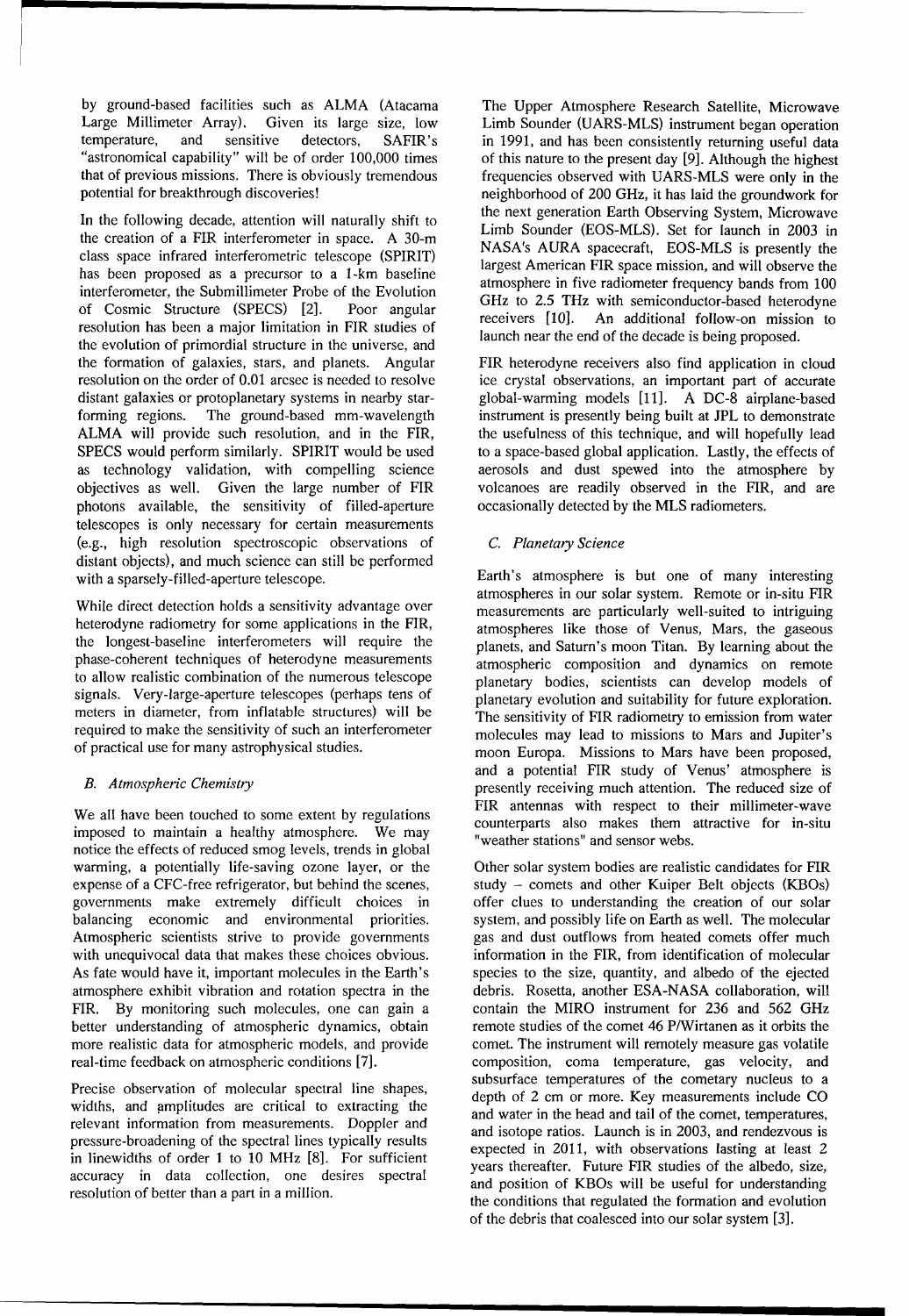by ground-based facilities such as ALMA (Atacama Large Millimeter Array). Given its large size, low temperature, and sensitive detectors, SAFIR's "astronomical capability" will be of order 100,000 times that of previous missions. There is obviously tremendous potential for breakthrough discoveries!

In the following decade, attention will naturally shift to the creation of a FIR interferometer in space. A 30-m class space infrared interferometric telescope (SPIRIT) has been proposed as a precursor to a 1-km baseline interferometer, the Submillimeter Probe of the Evolution of Cosmic Structure (SPECS) [2]. Poor angular resolution has been a major limitation in FIR studies of the evolution of primordial structure in the universe, and the formation of galaxies, stars, and planets. Angular resolution on the order of 0.01 arcsec is needed to resolve distant galaxies or protoplanetary systems in nearby star-forming regions. The ground-based mm-wavelength ALMA will provide such resolution, and in the FIR, SPECS would perform similarly. SPIRIT would be used as technology validation, with compelling science objectives as well. Given the large number of FIR photons available, the sensitivity of filled-aperture telescopes is only necessary for certain measurements (e.g., high resolution spectroscopic observations of distant objects), and much science can still be performed with a sparsely-filled-aperture telescope.

While direct detection holds a sensitivity advantage over heterodyne radiometry for some applications in the FIR, the longest-baseline interferometers will require the phase-coherent techniques of heterodyne measurements to allow realistic combination of the numerous telescope signals. Very-large-aperture telescopes (perhaps tens of meters in diameter, from inflatable structures) will be required to make the sensitivity of such an interferometer of practical use for many astrophysical studies.

### *B. Atmospheric Chemistry*

We all have been touched to some extent by regulations imposed to maintain a healthy atmosphere. We may notice the effects of reduced smog levels, trends in global warming, a potentially life-saving ozone layer, or the expense of a CFC-free refrigerator, but behind the scenes, governments make extremely difficult choices in balancing economic and environmental priorities. Atmospheric scientists strive to provide governments with unequivocal data that makes these choices obvious. As fate would have it, important molecules in the Earth's atmosphere exhibit vibration and rotation spectra in the FIR. By monitoring such molecules, one can gain a better understanding of atmospheric dynamics, obtain more realistic data for atmospheric models, and provide real-time feedback on atmospheric conditions [7].

Precise observation of molecular spectral line shapes, widths, and amplitudes are critical to extracting the relevant information from measurements. Doppler and pressure-broadening of the spectral lines typically results in linewidths of order 1 to 10 MHz [8]. For sufficient accuracy in data collection, one desires spectral resolution of better than a part in a million.

The Upper Atmosphere Research Satellite, Microwave Limb Sounder (UARS-MLS) instrument began operation in 1991, and has been consistently returning useful data of this nature to the present day [9]. Although the highest frequencies observed with UARS-MLS were only in the neighborhood of 200 GHz, it has laid the groundwork for the next generation Earth Observing System, Microwave Limb Sounder (EOS-MLS). Set for launch in 2003 in NASA's AURA spacecraft, EOS-MLS is presently the largest American FIR space mission, and will observe the atmosphere in five radiometer frequency bands from 100 GHz to 2.5 THz with semiconductor-based heterodyne receivers [10]. An additional follow-on mission to launch near the end of the decade is being proposed.

FIR heterodyne receivers also find application in cloud ice crystal observations, an important part of accurate global-warming models [11]. A DC-8 airplane-based instrument is presently being built at JPL to demonstrate the usefulness of this technique, and will hopefully lead to a space-based global application. Lastly, the effects of aerosols and dust spewed into the atmosphere by volcanoes are readily observed in the FIR, and are occasionally detected by the MLS radiometers.

### *C. Planetary Science*

Earth's atmosphere is but one of many interesting atmospheres in our solar system. Remote or in-situ FIR measurements are particularly well-suited to intriguing atmospheres like those of Venus, Mars, the gaseous planets, and Saturn's moon Titan. By learning about the atmospheric composition and dynamics on remote planetary bodies, scientists can develop models of planetary evolution and suitability for future exploration. The sensitivity of FIR radiometry to emission from water molecules may lead to missions to Mars and Jupiter's moon Europa. Missions to Mars have been proposed, and a potential FIR study of Venus' atmosphere is presently receiving much attention. The reduced size of FIR antennas with respect to their millimeter-wave counterparts also makes them attractive for in-situ "weather stations" and sensor webs.

Other solar system bodies are realistic candidates for FIR study – comets and other Kuiper Belt objects (KBOs) offer clues to understanding the creation of our solar system, and possibly life on Earth as well. The molecular gas and dust outflows from heated comets offer much information in the FIR, from identification of molecular species to the size, quantity, and albedo of the ejected debris. Rosetta, another ESA-NASA collaboration, will contain the MIRO instrument for 236 and 562 GHz remote studies of the comet 46 P/Wirtanen as it orbits the comet. The instrument will remotely measure gas volatile composition, coma temperature, gas velocity, and subsurface temperatures of the cometary nucleus to a depth of 2 cm or more. Key measurements include CO and water in the head and tail of the comet, temperatures, and isotope ratios. Launch is in 2003, and rendezvous is expected in 2011, with observations lasting at least 2 years thereafter. Future FIR studies of the albedo, size, and position of KBOs will be useful for understanding the conditions that regulated the formation and evolution of the debris that coalesced into our solar system [3].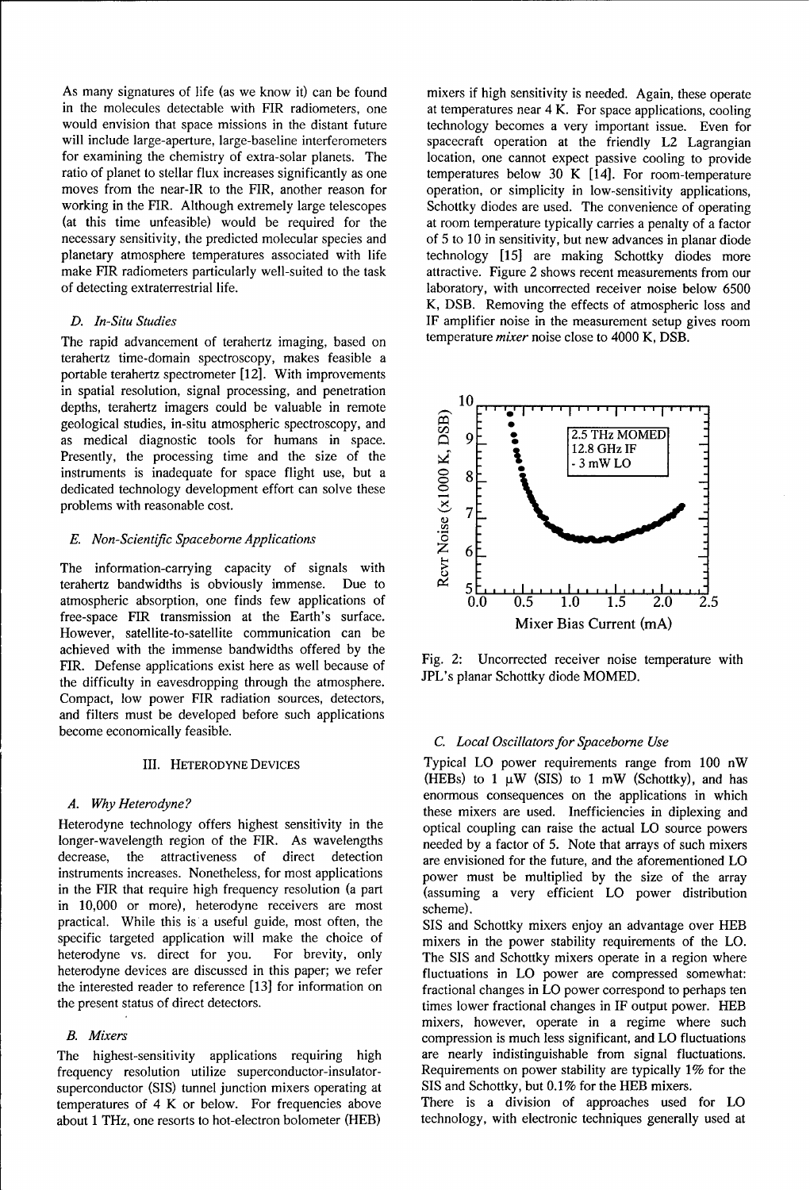As many signatures of life (as we know it) can be found in the molecules detectable with FIR radiometers, one would envision that space missions in the distant future will include large-aperture, large-baseline interferometers for examining the chemistry of extra-solar planets. The ratio of planet to stellar flux increases significantly as one moves from the near-IR to the FIR, another reason for working in the FIR. Although extremely large telescopes (at this time unfeasible) would be required for the necessary sensitivity, the predicted molecular species and planetary atmosphere temperatures associated with life make FIR radiometers particularly well-suited to the task of detecting extraterrestrial life.

### *D. In-Situ Studies*

The rapid advancement of terahertz imaging, based on terahertz time-domain spectroscopy, makes feasible a portable terahertz spectrometer [12]. With improvements in spatial resolution, signal processing, and penetration depths, terahertz imagers could be valuable in remote geological studies, in-situ atmospheric spectroscopy, and as medical diagnostic tools for humans in space. Presently, the processing time and the size of the instruments is inadequate for space flight use, but a dedicated technology development effort can solve these problems with reasonable cost.

### *E. Non-Scientific Spaceborne Applications*

The information-carrying capacity of signals with terahertz bandwidths is obviously immense. Due to atmospheric absorption, one finds few applications of free-space FIR transmission at the Earth's surface. However, satellite-to-satellite communication can be achieved with the immense bandwidths offered by the FIR. Defense applications exist here as well because of the difficulty in eavesdropping through the atmosphere. Compact, low power FIR radiation sources, detectors, and filters must be developed before such applications become economically feasible.

## III. Heterodyne Devices

### *A. Why Heterodyne?*

Heterodyne technology offers highest sensitivity in the longer-wavelength region of the FIR. As wavelengths decrease, the attractiveness of direct detection instruments increases. Nonetheless, for most applications in the FIR that require high frequency resolution (a part in 10,000 or more), heterodyne receivers are most practical. While this is a useful guide, most often, the specific targeted application will make the choice of heterodyne vs. direct for you. For brevity, only heterodyne devices are discussed in this paper; we refer the interested reader to reference [13] for information on the present status of direct detectors.

### *B. Mixers*

The highest-sensitivity applications requiring high frequency resolution utilize superconductor-insulator-superconductor (SIS) tunnel junction mixers operating at temperatures of 4 K or below. For frequencies above about 1 THz, one resorts to hot-electron bolometer (HEB) mixers if high sensitivity is needed. Again, these operate at temperatures near 4 K. For space applications, cooling technology becomes a very important issue. Even for spacecraft operation at the friendly L2 Lagrangian location, one cannot expect passive cooling to provide temperatures below 30 K [14]. For room-temperature operation, or simplicity in low-sensitivity applications, Schottky diodes are used. The convenience of operating at room temperature typically carries a penalty of a factor of 5 to 10 in sensitivity, but new advances in planar diode technology [15] are making Schottky diodes more attractive. Figure 2 shows recent measurements from our laboratory, with uncorrected receiver noise below 6500 K, DSB. Removing the effects of atmospheric loss and IF amplifier noise in the measurement setup gives room temperature *mixer* noise close to 4000 K, DSB.

Fig. 2: Uncorrected receiver noise temperature with JPL's planar Schottky diode MOMED.

### *C. Local Oscillators for Spaceborne Use*

Typical LO power requirements range from 100 nW (HEBs) to 1 μW (SIS) to 1 mW (Schottky), and has enormous consequences on the applications in which these mixers are used. Inefficiencies in diplexing and optical coupling can raise the actual LO source powers needed by a factor of 5. Note that arrays of such mixers are envisioned for the future, and the aforementioned LO power must be multiplied by the size of the array (assuming a very efficient LO power distribution scheme).

SIS and Schottky mixers enjoy an advantage over HEB mixers in the power stability requirements of the LO. The SIS and Schottky mixers operate in a region where fluctuations in LO power are compressed somewhat: fractional changes in LO power correspond to perhaps ten times lower fractional changes in IF output power. HEB mixers, however, operate in a regime where such compression is much less significant, and LO fluctuations are nearly indistinguishable from signal fluctuations. Requirements on power stability are typically 1% for the SIS and Schottky, but 0.1% for the HEB mixers.

There is a division of approaches used for LO technology, with electronic techniques generally used at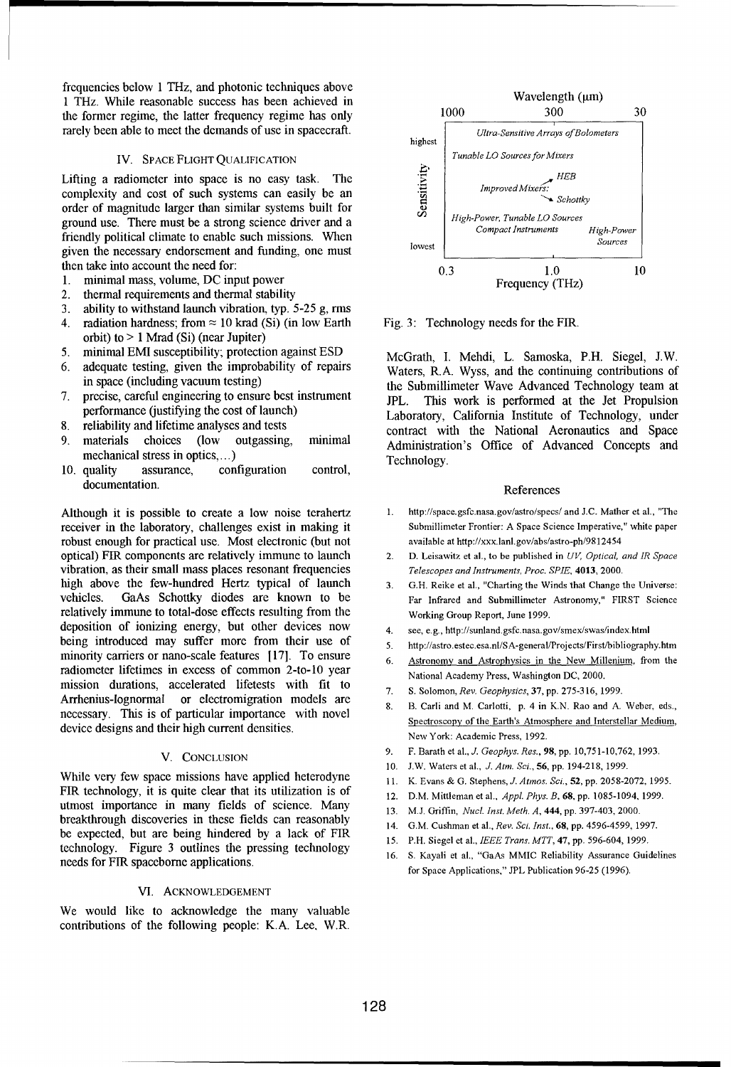frequencies below 1 THz, and photonic techniques above 1 THz. While reasonable success has been achieved in the former regime, the latter frequency regime has only rarely been able to meet the demands of use in spacecraft.

## IV. Space Flight Qualification

Lifting a radiometer into space is no easy task. The complexity and cost of such systems can easily be an order of magnitude larger than similar systems built for ground use. There must be a strong science driver and a friendly political climate to enable such missions. When given the necessary endorsement and funding, one must then take into account the need for:

1. minimal mass, volume, DC input power
2. thermal requirements and thermal stability
3. ability to withstand launch vibration, typ. 5-25 g, rms
4. radiation hardness; from ≈ 10 krad (Si) (in low Earth orbit) to > 1 Mrad (Si) (near Jupiter)
5. minimal EMI susceptibility; protection against ESD
6. adequate testing, given the improbability of repairs in space (including vacuum testing)
7. precise, careful engineering to ensure best instrument performance (justifying the cost of launch)
8. reliability and lifetime analyses and tests
9. materials choices (low outgassing, minimal mechanical stress in optics,...)
10. quality assurance, configuration control, documentation.

Although it is possible to create a low noise terahertz receiver in the laboratory, challenges exist in making it robust enough for practical use. Most electronic (but not optical) FIR components are relatively immune to launch vibration, as their small mass places resonant frequencies high above the few-hundred Hertz typical of launch vehicles. GaAs Schottky diodes are known to be relatively immune to total-dose effects resulting from the deposition of ionizing energy, but other devices now being introduced may suffer more from their use of minority carriers or nano-scale features [17]. To ensure radiometer lifetimes in excess of common 2-to-10 year mission durations, accelerated lifetests with fit to Arrhenius-lognormal or electromigration models are necessary. This is of particular importance with novel device designs and their high current densities.

## V. Conclusion

While very few space missions have applied heterodyne FIR technology, it is quite clear that its utilization is of utmost importance in many fields of science. Many breakthrough discoveries in these fields can reasonably be expected, but are being hindered by a lack of FIR technology. Figure 3 outlines the pressing technology needs for FIR spaceborne applications.

## VI. Acknowledgement

We would like to acknowledge the many valuable contributions of the following people: K.A. Lee, W.R. McGrath, I. Mehdi, L. Samoska, P.H. Siegel, J.W. Waters, R.A. Wyss, and the continuing contributions of the Submillimeter Wave Advanced Technology team at JPL. This work is performed at the Jet Propulsion Laboratory, California Institute of Technology, under contract with the National Aeronautics and Space Administration's Office of Advanced Concepts and Technology.

Wavelength (μm)
1000
300
30
highest
Sensitivity
lowest
*Ultra-Sensitive Arrays of Bolometers*
*Tunable LO Sources for Mixers*
*Improved Mixers:*
*HEB*
*Schottky*
*High-Power, Tunable LO Sources*
*Compact Instruments*
*High-Power Sources*
0.3
1.0
10
Frequency (THz)

Fig. 3: Technology needs for the FIR.

## References

1. http://space.gsfc.nasa.gov/astro/specs/ and J.C. Mather et al., "The Submillimeter Frontier: A Space Science Imperative," white paper available at http://xxx.lanl.gov/abs/astro-ph/9812454
2. D. Leisawitz et al., to be published in *UV, Optical, and IR Space Telescopes and Instruments, Proc. SPIE*, **4013**, 2000.
3. G.H. Reike et al., "Charting the Winds that Change the Universe: Far Infrared and Submillimeter Astronomy," FIRST Science Working Group Report, June 1999.
4. see, e.g., http://sunland.gsfc.nasa.gov/smex/swas/index.html
5. http://astro.estec.esa.nl/SA-general/Projects/First/bibliography.htm
6. Astronomy and Astrophysics in the New Millenium, from the National Academy Press, Washington DC, 2000.
7. S. Solomon, *Rev. Geophysics*, **37**, pp. 275-316, 1999.
8. B. Carli and M. Carlotti, p. 4 in K.N. Rao and A. Weber, eds., Spectroscopy of the Earth's Atmosphere and Interstellar Medium, New York: Academic Press, 1992.
9. F. Barath et al., *J. Geophys. Res.*, **98**, pp. 10,751-10,762, 1993.
10. J.W. Waters et al., *J. Atm. Sci.*, **56**, pp. 194-218, 1999.
11. K. Evans & G. Stephens, *J. Atmos. Sci.*, **52**, pp. 2058-2072, 1995.
12. D.M. Mittleman et al., *Appl. Phys. B*, **68**, pp. 1085-1094, 1999.
13. M.J. Griffin, *Nucl. Inst. Meth. A*, **444**, pp. 397-403, 2000.
14. G.M. Cushman et al., *Rev. Sci. Inst.*, **68**, pp. 4596-4599, 1997.
15. P.H. Siegel et al., *IEEE Trans. MTT*, **47**, pp. 596-604, 1999.
16. S. Kayali et al., "GaAs MMIC Reliability Assurance Guidelines for Space Applications," JPL Publication 96-25 (1996).